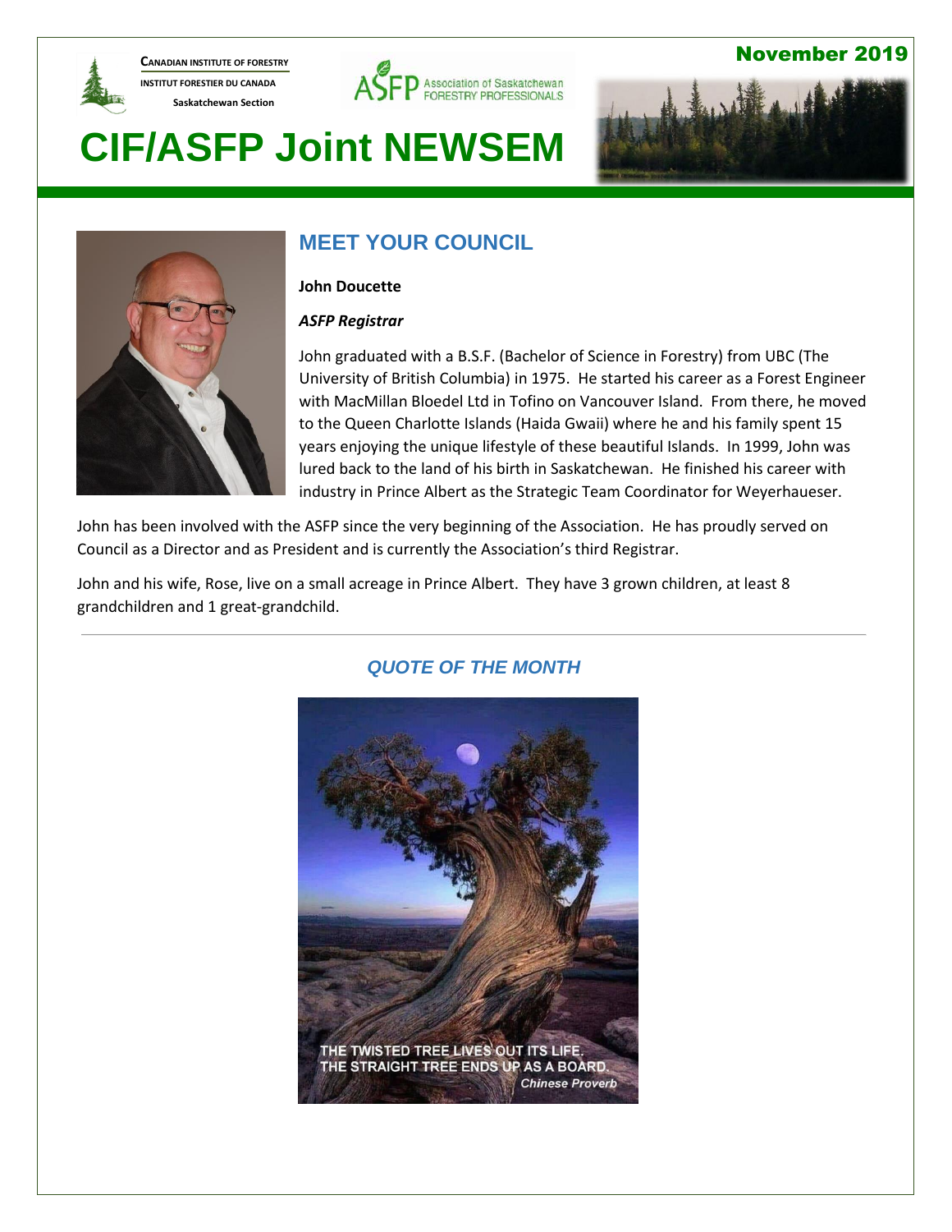CANADIAN INSTITUTE OF FORESTRY
INSTITUT FORESTIER DU CANADA
Saskatchewan Section

ASFP Association of Saskatchewan FORESTRY PROFESSIONALS

November 2019

# CIF/ASFP Joint NEWSEM

## MEET YOUR COUNCIL

**John Doucette**

***ASFP Registrar***

John graduated with a B.S.F. (Bachelor of Science in Forestry) from UBC (The University of British Columbia) in 1975. He started his career as a Forest Engineer with MacMillan Bloedel Ltd in Tofino on Vancouver Island. From there, he moved to the Queen Charlotte Islands (Haida Gwaii) where he and his family spent 15 years enjoying the unique lifestyle of these beautiful Islands. In 1999, John was lured back to the land of his birth in Saskatchewan. He finished his career with industry in Prince Albert as the Strategic Team Coordinator for Weyerhaueser.

John has been involved with the ASFP since the very beginning of the Association. He has proudly served on Council as a Director and as President and is currently the Association's third Registrar.

John and his wife, Rose, live on a small acreage in Prince Albert. They have 3 grown children, at least 8 grandchildren and 1 great-grandchild.

---

## *QUOTE OF THE MONTH*

THE TWISTED TREE LIVES OUT ITS LIFE.
THE STRAIGHT TREE ENDS UP AS A BOARD.
*Chinese Proverb*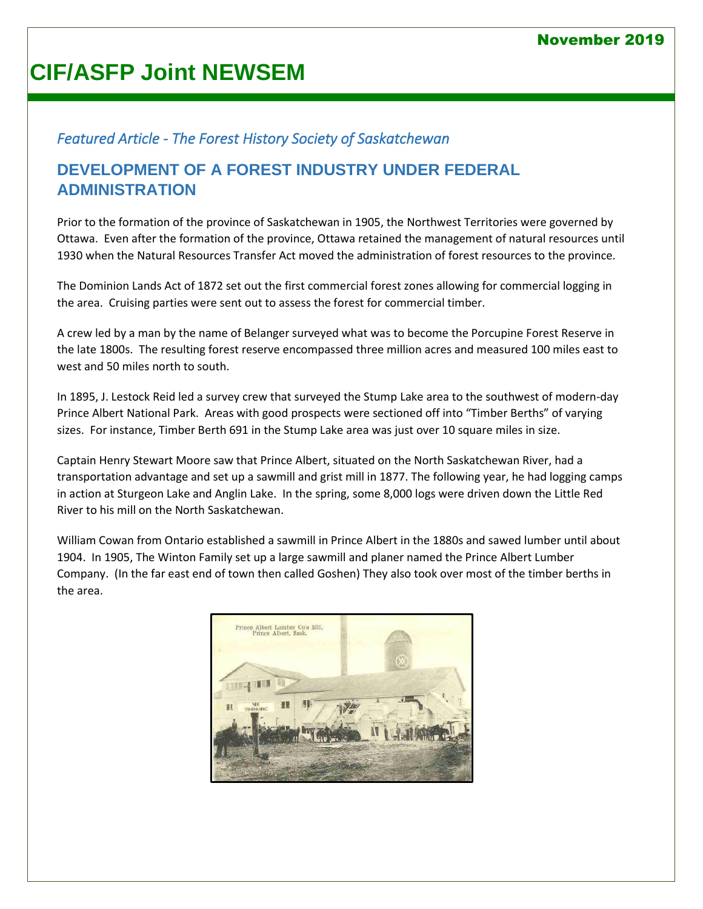# CIF/ASFP Joint NEWSEM

November 2019

*Featured Article - The Forest History Society of Saskatchewan*

## DEVELOPMENT OF A FOREST INDUSTRY UNDER FEDERAL ADMINISTRATION

Prior to the formation of the province of Saskatchewan in 1905, the Northwest Territories were governed by Ottawa. Even after the formation of the province, Ottawa retained the management of natural resources until 1930 when the Natural Resources Transfer Act moved the administration of forest resources to the province.

The Dominion Lands Act of 1872 set out the first commercial forest zones allowing for commercial logging in the area. Cruising parties were sent out to assess the forest for commercial timber.

A crew led by a man by the name of Belanger surveyed what was to become the Porcupine Forest Reserve in the late 1800s. The resulting forest reserve encompassed three million acres and measured 100 miles east to west and 50 miles north to south.

In 1895, J. Lestock Reid led a survey crew that surveyed the Stump Lake area to the southwest of modern-day Prince Albert National Park. Areas with good prospects were sectioned off into "Timber Berths" of varying sizes. For instance, Timber Berth 691 in the Stump Lake area was just over 10 square miles in size.

Captain Henry Stewart Moore saw that Prince Albert, situated on the North Saskatchewan River, had a transportation advantage and set up a sawmill and grist mill in 1877. The following year, he had logging camps in action at Sturgeon Lake and Anglin Lake. In the spring, some 8,000 logs were driven down the Little Red River to his mill on the North Saskatchewan.

William Cowan from Ontario established a sawmill in Prince Albert in the 1880s and sawed lumber until about 1904. In 1905, The Winton Family set up a large sawmill and planer named the Prince Albert Lumber Company. (In the far east end of town then called Goshen) They also took over most of the timber berths in the area.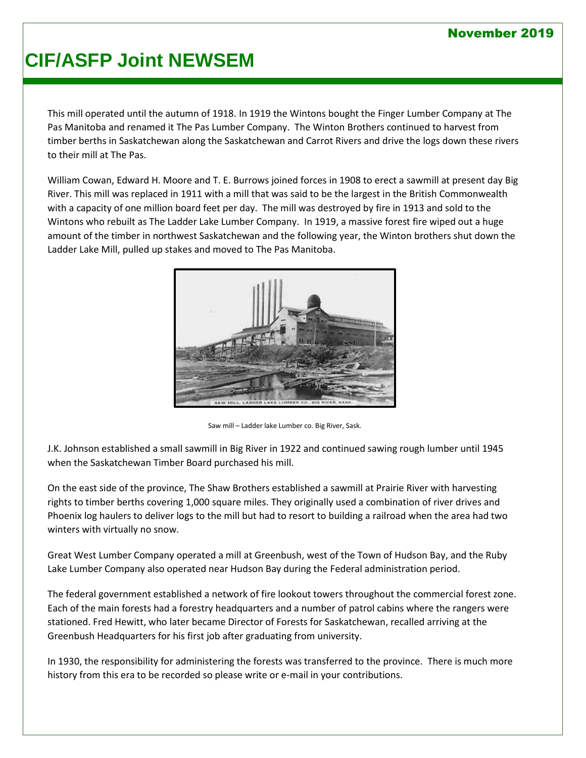This mill operated until the autumn of 1918. In 1919 the Wintons bought the Finger Lumber Company at The Pas Manitoba and renamed it The Pas Lumber Company. The Winton Brothers continued to harvest from timber berths in Saskatchewan along the Saskatchewan and Carrot Rivers and drive the logs down these rivers to their mill at The Pas.

William Cowan, Edward H. Moore and T. E. Burrows joined forces in 1908 to erect a sawmill at present day Big River. This mill was replaced in 1911 with a mill that was said to be the largest in the British Commonwealth with a capacity of one million board feet per day. The mill was destroyed by fire in 1913 and sold to the Wintons who rebuilt as The Ladder Lake Lumber Company. In 1919, a massive forest fire wiped out a huge amount of the timber in northwest Saskatchewan and the following year, the Winton brothers shut down the Ladder Lake Mill, pulled up stakes and moved to The Pas Manitoba.

Saw mill – Ladder lake Lumber co. Big River, Sask.

J.K. Johnson established a small sawmill in Big River in 1922 and continued sawing rough lumber until 1945 when the Saskatchewan Timber Board purchased his mill.

On the east side of the province, The Shaw Brothers established a sawmill at Prairie River with harvesting rights to timber berths covering 1,000 square miles. They originally used a combination of river drives and Phoenix log haulers to deliver logs to the mill but had to resort to building a railroad when the area had two winters with virtually no snow.

Great West Lumber Company operated a mill at Greenbush, west of the Town of Hudson Bay, and the Ruby Lake Lumber Company also operated near Hudson Bay during the Federal administration period.

The federal government established a network of fire lookout towers throughout the commercial forest zone. Each of the main forests had a forestry headquarters and a number of patrol cabins where the rangers were stationed. Fred Hewitt, who later became Director of Forests for Saskatchewan, recalled arriving at the Greenbush Headquarters for his first job after graduating from university.

In 1930, the responsibility for administering the forests was transferred to the province. There is much more history from this era to be recorded so please write or e-mail in your contributions.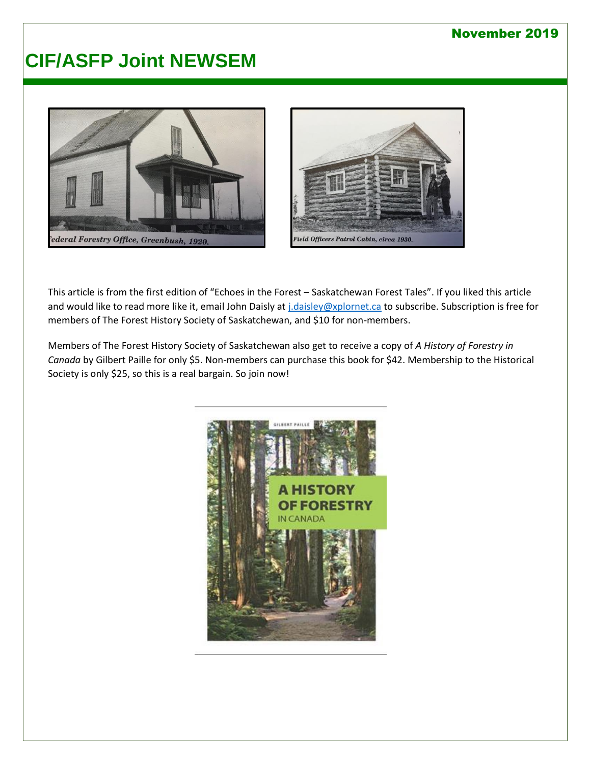November 2019

# CIF/ASFP Joint NEWSEM

Federal Forestry Office, Greenbush, 1920.

Field Officers Patrol Cabin, circa 1930.

This article is from the first edition of "Echoes in the Forest – Saskatchewan Forest Tales". If you liked this article and would like to read more like it, email John Daisly at j.daisley@xplornet.ca to subscribe. Subscription is free for members of The Forest History Society of Saskatchewan, and $10 for non-members.

Members of The Forest History Society of Saskatchewan also get to receive a copy of *A History of Forestry in Canada* by Gilbert Paille for only $5. Non-members can purchase this book for $42. Membership to the Historical Society is only $25, so this is a real bargain. So join now!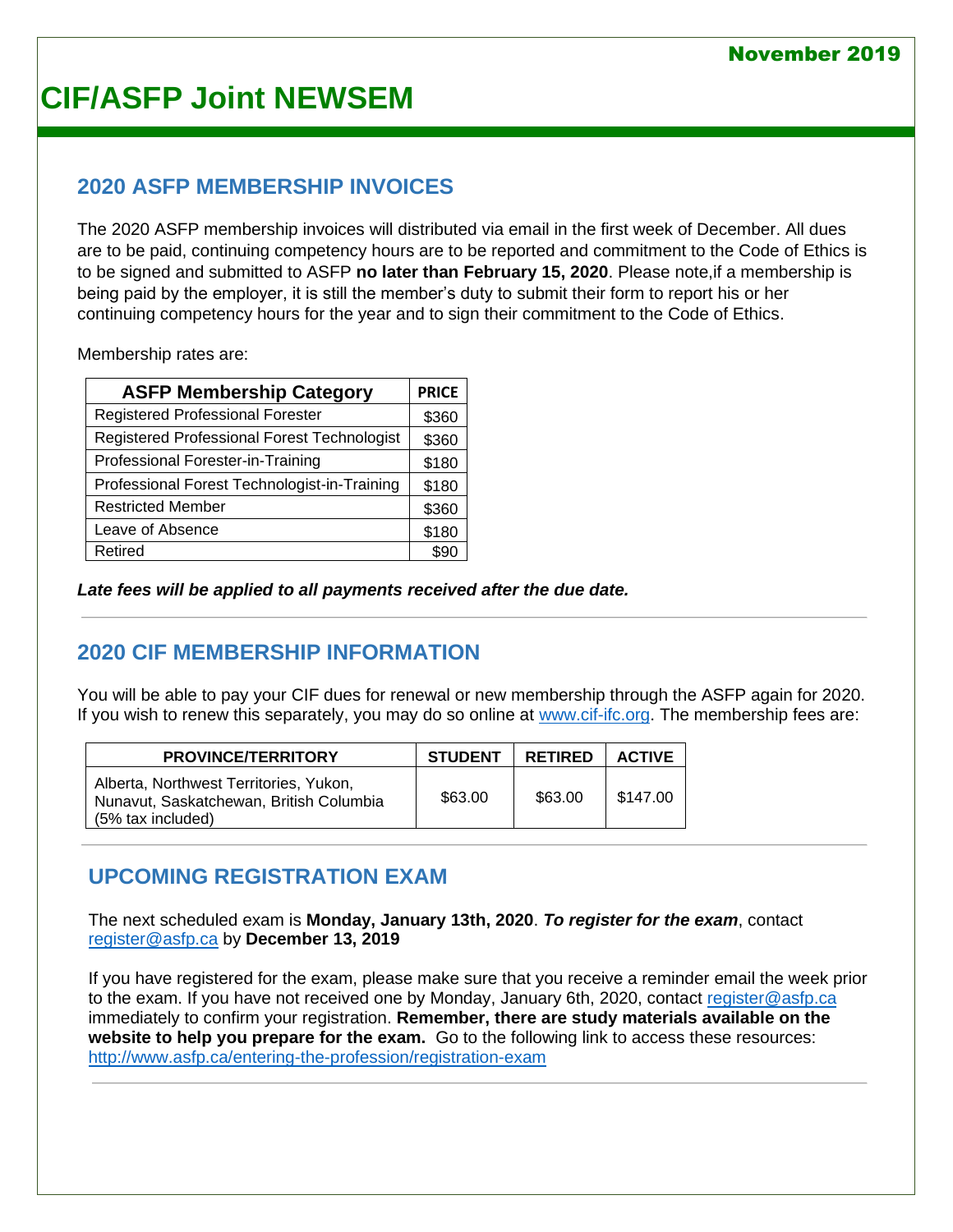November 2019

# CIF/ASFP Joint NEWSEM

## 2020 ASFP MEMBERSHIP INVOICES

The 2020 ASFP membership invoices will distributed via email in the first week of December. All dues are to be paid, continuing competency hours are to be reported and commitment to the Code of Ethics is to be signed and submitted to ASFP **no later than February 15, 2020**. Please note,if a membership is being paid by the employer, it is still the member's duty to submit their form to report his or her continuing competency hours for the year and to sign their commitment to the Code of Ethics.

Membership rates are:

| ASFP Membership Category | PRICE |
|---|---|
| Registered Professional Forester | $360 |
| Registered Professional Forest Technologist | $360 |
| Professional Forester-in-Training | $180 |
| Professional Forest Technologist-in-Training | $180 |
| Restricted Member | $360 |
| Leave of Absence | $180 |
| Retired | $90 |

***Late fees will be applied to all payments received after the due date.***

## 2020 CIF MEMBERSHIP INFORMATION

You will be able to pay your CIF dues for renewal or new membership through the ASFP again for 2020. If you wish to renew this separately, you may do so online at www.cif-ifc.org. The membership fees are:

| PROVINCE/TERRITORY | STUDENT | RETIRED | ACTIVE |
|---|---|---|---|
| Alberta, Northwest Territories, Yukon, Nunavut, Saskatchewan, British Columbia (5% tax included) | $63.00 | $63.00 | $147.00 |

## UPCOMING REGISTRATION EXAM

The next scheduled exam is **Monday, January 13th, 2020**. ***To register for the exam***, contact register@asfp.ca by **December 13, 2019**

If you have registered for the exam, please make sure that you receive a reminder email the week prior to the exam. If you have not received one by Monday, January 6th, 2020, contact register@asfp.ca immediately to confirm your registration. **Remember, there are study materials available on the website to help you prepare for the exam.** Go to the following link to access these resources: http://www.asfp.ca/entering-the-profession/registration-exam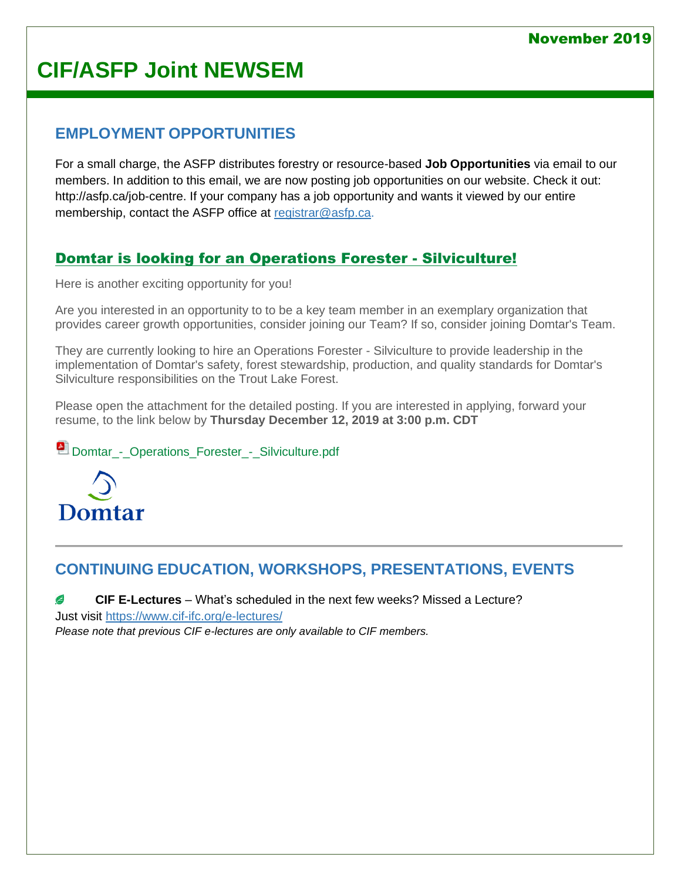November 2019

# CIF/ASFP Joint NEWSEM

## EMPLOYMENT OPPORTUNITIES

For a small charge, the ASFP distributes forestry or resource-based **Job Opportunities** via email to our members. In addition to this email, we are now posting job opportunities on our website. Check it out: http://asfp.ca/job-centre. If your company has a job opportunity and wants it viewed by our entire membership, contact the ASFP office at registrar@asfp.ca.

### Domtar is looking for an Operations Forester - Silviculture!

Here is another exciting opportunity for you!

Are you interested in an opportunity to to be a key team member in an exemplary organization that provides career growth opportunities, consider joining our Team? If so, consider joining Domtar's Team.

They are currently looking to hire an Operations Forester - Silviculture to provide leadership in the implementation of Domtar's safety, forest stewardship, production, and quality standards for Domtar's Silviculture responsibilities on the Trout Lake Forest.

Please open the attachment for the detailed posting. If you are interested in applying, forward your resume, to the link below by **Thursday December 12, 2019 at 3:00 p.m. CDT**

Domtar_-_Operations_Forester_-_Silviculture.pdf

Domtar

---

## CONTINUING EDUCATION, WORKSHOPS, PRESENTATIONS, EVENTS

**CIF E-Lectures** – What's scheduled in the next few weeks? Missed a Lecture?
Just visit https://www.cif-ifc.org/e-lectures/
*Please note that previous CIF e-lectures are only available to CIF members.*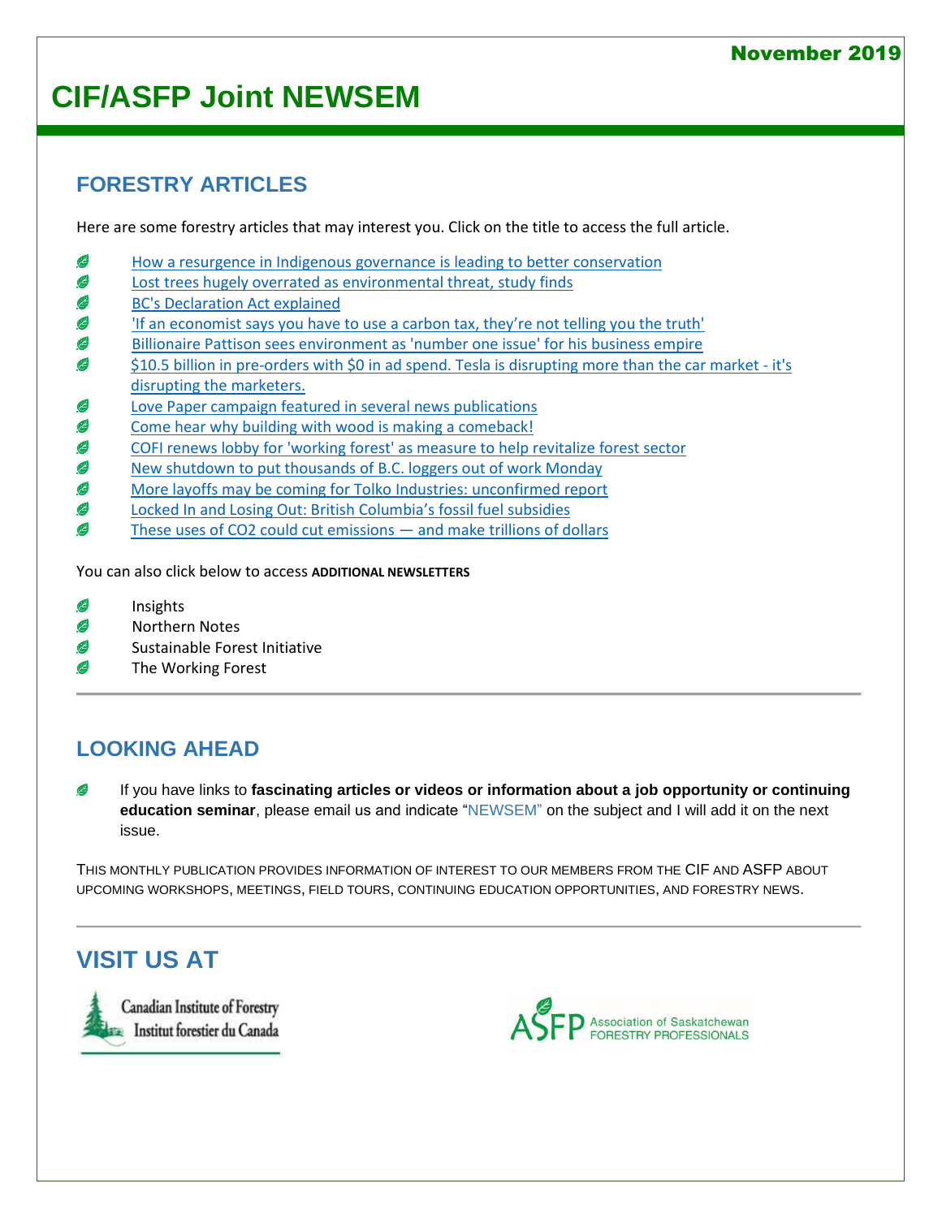November 2019

# CIF/ASFP Joint NEWSEM

## FORESTRY ARTICLES

Here are some forestry articles that may interest you. Click on the title to access the full article.

- How a resurgence in Indigenous governance is leading to better conservation
- Lost trees hugely overrated as environmental threat, study finds
- BC's Declaration Act explained
- 'If an economist says you have to use a carbon tax, they're not telling you the truth'
- Billionaire Pattison sees environment as 'number one issue' for his business empire
- $10.5 billion in pre-orders with $0 in ad spend. Tesla is disrupting more than the car market - it's disrupting the marketers.
- Love Paper campaign featured in several news publications
- Come hear why building with wood is making a comeback!
- COFI renews lobby for 'working forest' as measure to help revitalize forest sector
- New shutdown to put thousands of B.C. loggers out of work Monday
- More layoffs may be coming for Tolko Industries: unconfirmed report
- Locked In and Losing Out: British Columbia's fossil fuel subsidies
- These uses of CO2 could cut emissions — and make trillions of dollars

You can also click below to access **ADDITIONAL NEWSLETTERS**

- Insights
- Northern Notes
- Sustainable Forest Initiative
- The Working Forest

## LOOKING AHEAD

- If you have links to **fascinating articles or videos or information about a job opportunity or continuing education seminar**, please email us and indicate "NEWSEM" on the subject and I will add it on the next issue.

THIS MONTHLY PUBLICATION PROVIDES INFORMATION OF INTEREST TO OUR MEMBERS FROM THE CIF AND ASFP ABOUT UPCOMING WORKSHOPS, MEETINGS, FIELD TOURS, CONTINUING EDUCATION OPPORTUNITIES, AND FORESTRY NEWS.

## VISIT US AT

Canadian Institute of Forestry
Institut forestier du Canada

ASFP Association of Saskatchewan FORESTRY PROFESSIONALS